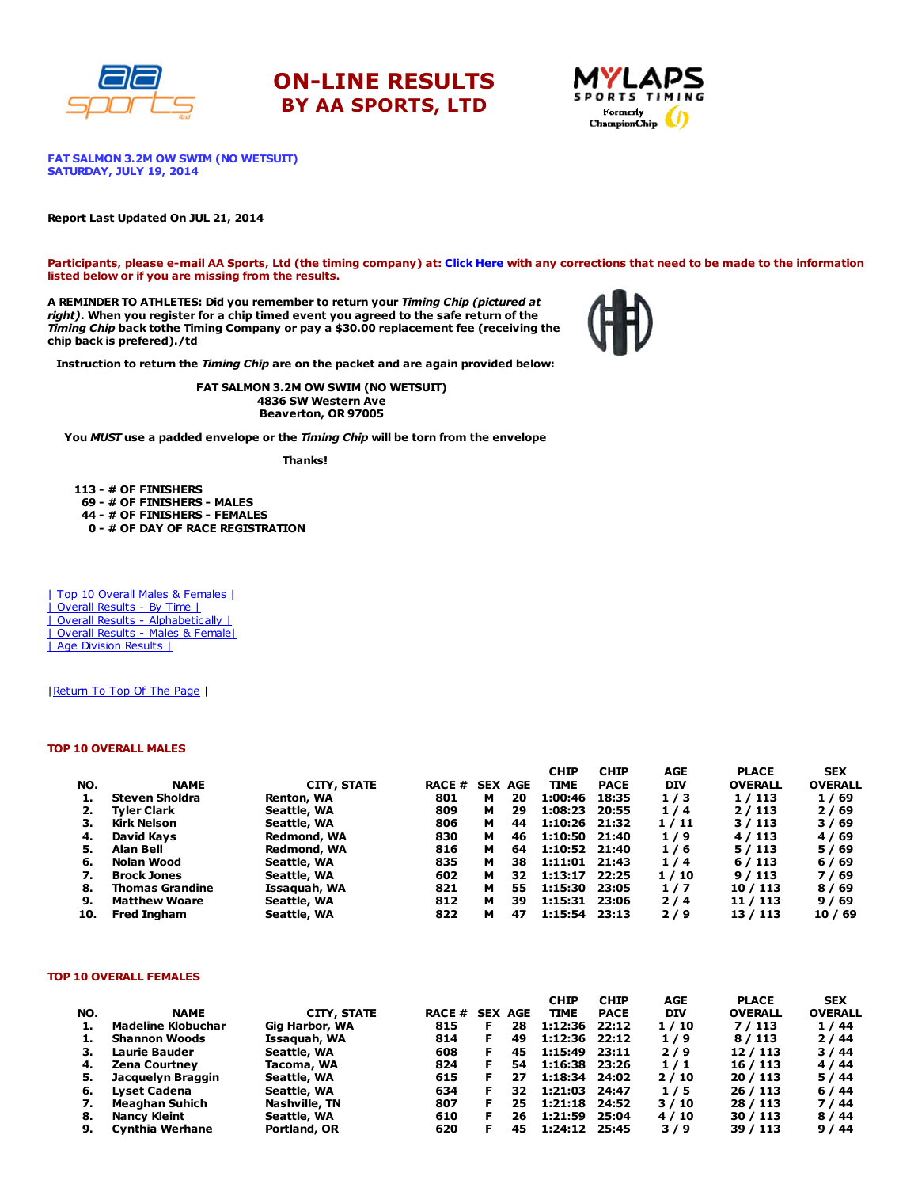# ON-LINE RESULTS
## BY AA SPORTS, LTD

**FAT SALMON 3.2M OW SWIM (NO WETSUIT)**
**SATURDAY, JULY 19, 2014**

**Report Last Updated On JUL 21, 2014**

**Participants, please e-mail AA Sports, Ltd (the timing company) at: Click Here with any corrections that need to be made to the information listed below or if you are missing from the results.**

**A REMINDER TO ATHLETES: Did you remember to return your *Timing Chip (pictured at right)*. When you register for a chip timed event you agreed to the safe return of the *Timing Chip* back tothe Timing Company or pay a $30.00 replacement fee (receiving the chip back is prefered)./td**

**Instruction to return the *Timing Chip* are on the packet and are again provided below:**

**FAT SALMON 3.2M OW SWIM (NO WETSUIT)**
**4836 SW Western Ave**
**Beaverton, OR 97005**

**You *MUST* use a padded envelope or the *Timing Chip* will be torn from the envelope**

**Thanks!**

**113 - # OF FINISHERS**
**69 - # OF FINISHERS - MALES**
**44 - # OF FINISHERS - FEMALES**
**0 - # OF DAY OF RACE REGISTRATION**

| Top 10 Overall Males & Females |
| Overall Results - By Time |
| Overall Results - Alphabetically |
| Overall Results - Males & Female|
| Age Division Results |

|Return To Top Of The Page |

### TOP 10 OVERALL MALES

| NO. | NAME | CITY, STATE | RACE # | SEX | AGE | CHIP TIME | CHIP PACE | AGE DIV | PLACE OVERALL | SEX OVERALL |
|---|---|---|---|---|---|---|---|---|---|---|
| 1. | Steven Sholdra | Renton, WA | 801 | M | 20 | 1:00:46 | 18:35 | 1 / 3 | 1 / 113 | 1 / 69 |
| 2. | Tyler Clark | Seattle, WA | 809 | M | 29 | 1:08:23 | 20:55 | 1 / 4 | 2 / 113 | 2 / 69 |
| 3. | Kirk Nelson | Seattle, WA | 806 | M | 44 | 1:10:26 | 21:32 | 1 / 11 | 3 / 113 | 3 / 69 |
| 4. | David Kays | Redmond, WA | 830 | M | 46 | 1:10:50 | 21:40 | 1 / 9 | 4 / 113 | 4 / 69 |
| 5. | Alan Bell | Redmond, WA | 816 | M | 64 | 1:10:52 | 21:40 | 1 / 6 | 5 / 113 | 5 / 69 |
| 6. | Nolan Wood | Seattle, WA | 835 | M | 38 | 1:11:01 | 21:43 | 1 / 4 | 6 / 113 | 6 / 69 |
| 7. | Brock Jones | Seattle, WA | 602 | M | 32 | 1:13:17 | 22:25 | 1 / 10 | 9 / 113 | 7 / 69 |
| 8. | Thomas Grandine | Issaquah, WA | 821 | M | 55 | 1:15:30 | 23:05 | 1 / 7 | 10 / 113 | 8 / 69 |
| 9. | Matthew Woare | Seattle, WA | 812 | M | 39 | 1:15:31 | 23:06 | 2 / 4 | 11 / 113 | 9 / 69 |
| 10. | Fred Ingham | Seattle, WA | 822 | M | 47 | 1:15:54 | 23:13 | 2 / 9 | 13 / 113 | 10 / 69 |

### TOP 10 OVERALL FEMALES

| NO. | NAME | CITY, STATE | RACE # | SEX | AGE | CHIP TIME | CHIP PACE | AGE DIV | PLACE OVERALL | SEX OVERALL |
|---|---|---|---|---|---|---|---|---|---|---|
| 1. | Madeline Klobuchar | Gig Harbor, WA | 815 | F | 28 | 1:12:36 | 22:12 | 1 / 10 | 7 / 113 | 1 / 44 |
| 1. | Shannon Woods | Issaquah, WA | 814 | F | 49 | 1:12:36 | 22:12 | 1 / 9 | 8 / 113 | 2 / 44 |
| 3. | Laurie Bauder | Seattle, WA | 608 | F | 45 | 1:15:49 | 23:11 | 2 / 9 | 12 / 113 | 3 / 44 |
| 4. | Zena Courtney | Tacoma, WA | 824 | F | 54 | 1:16:38 | 23:26 | 1 / 1 | 16 / 113 | 4 / 44 |
| 5. | Jacquelyn Braggin | Seattle, WA | 615 | F | 27 | 1:18:34 | 24:02 | 2 / 10 | 20 / 113 | 5 / 44 |
| 6. | Lyset Cadena | Seattle, WA | 634 | F | 32 | 1:21:03 | 24:47 | 1 / 5 | 26 / 113 | 6 / 44 |
| 7. | Meaghan Suhich | Nashville, TN | 807 | F | 25 | 1:21:18 | 24:52 | 3 / 10 | 28 / 113 | 7 / 44 |
| 8. | Nancy Kleint | Seattle, WA | 610 | F | 26 | 1:21:59 | 25:04 | 4 / 10 | 30 / 113 | 8 / 44 |
| 9. | Cynthia Werhane | Portland, OR | 620 | F | 45 | 1:24:12 | 25:45 | 3 / 9 | 39 / 113 | 9 / 44 |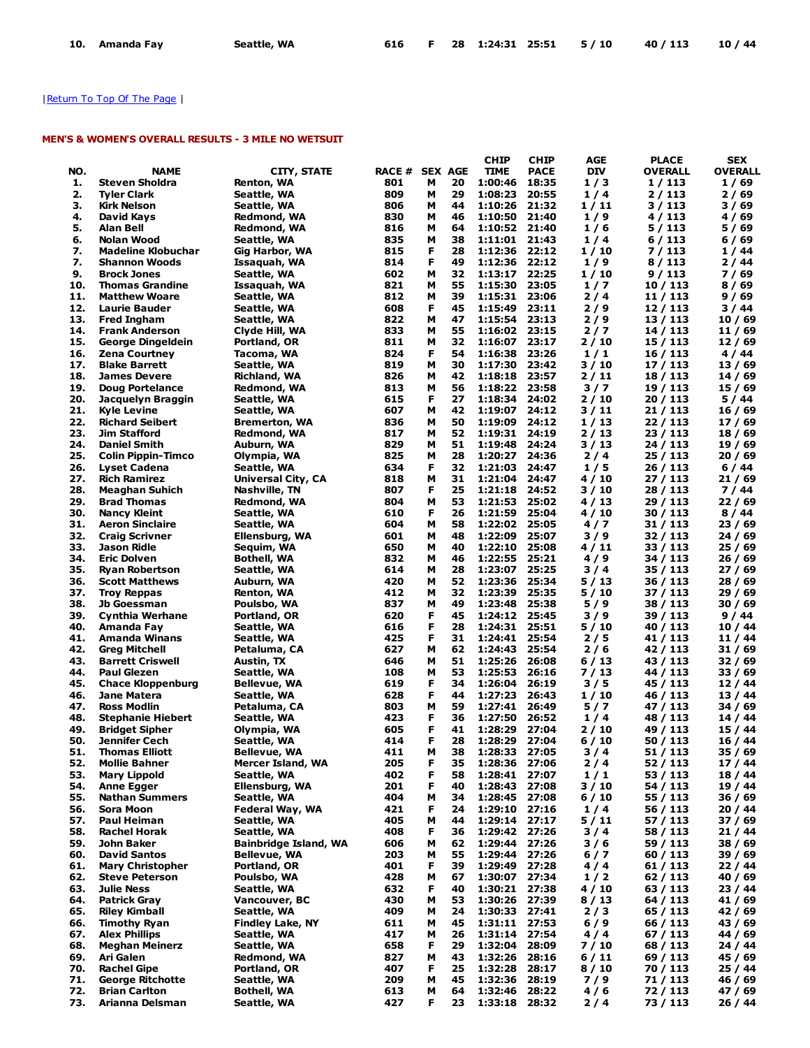| 10. | Amanda Fay | Seattle, WA | 616 | F | 28 | 1:24:31 | 25:51 | 5 / 10 | 40 / 113 | 10 / 44 |
|---|---|---|---|---|---|---|---|---|---|---|

|Return To Top Of The Page |

### MEN'S & WOMEN'S OVERALL RESULTS - 3 MILE NO WETSUIT

| NO. | NAME | CITY, STATE | RACE # | SEX | AGE | CHIP TIME | CHIP PACE | AGE DIV | PLACE OVERALL | SEX OVERALL |
|---|---|---|---|---|---|---|---|---|---|---|
| 1. | Steven Sholdra | Renton, WA | 801 | M | 20 | 1:00:46 | 18:35 | 1 / 3 | 1 / 113 | 1 / 69 |
| 2. | Tyler Clark | Seattle, WA | 809 | M | 29 | 1:08:23 | 20:55 | 1 / 4 | 2 / 113 | 2 / 69 |
| 3. | Kirk Nelson | Seattle, WA | 806 | M | 44 | 1:10:26 | 21:32 | 1 / 11 | 3 / 113 | 3 / 69 |
| 4. | David Kays | Redmond, WA | 830 | M | 46 | 1:10:50 | 21:40 | 1 / 9 | 4 / 113 | 4 / 69 |
| 5. | Alan Bell | Redmond, WA | 816 | M | 64 | 1:10:52 | 21:40 | 1 / 6 | 5 / 113 | 5 / 69 |
| 6. | Nolan Wood | Seattle, WA | 835 | M | 38 | 1:11:01 | 21:43 | 1 / 4 | 6 / 113 | 6 / 69 |
| 7. | Madeline Klobuchar | Gig Harbor, WA | 815 | F | 28 | 1:12:36 | 22:12 | 1 / 10 | 7 / 113 | 1 / 44 |
| 7. | Shannon Woods | Issaquah, WA | 814 | F | 49 | 1:12:36 | 22:12 | 1 / 9 | 8 / 113 | 2 / 44 |
| 9. | Brock Jones | Seattle, WA | 602 | M | 32 | 1:13:17 | 22:25 | 1 / 10 | 9 / 113 | 7 / 69 |
| 10. | Thomas Grandine | Issaquah, WA | 821 | M | 55 | 1:15:30 | 23:05 | 1 / 7 | 10 / 113 | 8 / 69 |
| 11. | Matthew Woare | Seattle, WA | 812 | M | 39 | 1:15:31 | 23:06 | 2 / 4 | 11 / 113 | 9 / 69 |
| 12. | Laurie Bauder | Seattle, WA | 608 | F | 45 | 1:15:49 | 23:11 | 2 / 9 | 12 / 113 | 3 / 44 |
| 13. | Fred Ingham | Seattle, WA | 822 | M | 47 | 1:15:54 | 23:13 | 2 / 9 | 13 / 113 | 10 / 69 |
| 14. | Frank Anderson | Clyde Hill, WA | 833 | M | 55 | 1:16:02 | 23:15 | 2 / 7 | 14 / 113 | 11 / 69 |
| 15. | George Dingeldein | Portland, OR | 811 | M | 32 | 1:16:07 | 23:17 | 2 / 10 | 15 / 113 | 12 / 69 |
| 16. | Zena Courtney | Tacoma, WA | 824 | F | 54 | 1:16:38 | 23:26 | 1 / 1 | 16 / 113 | 4 / 44 |
| 17. | Blake Barrett | Seattle, WA | 819 | M | 30 | 1:17:30 | 23:42 | 3 / 10 | 17 / 113 | 13 / 69 |
| 18. | James Devere | Richland, WA | 826 | M | 42 | 1:18:18 | 23:57 | 2 / 11 | 18 / 113 | 14 / 69 |
| 19. | Doug Portelance | Redmond, WA | 813 | M | 56 | 1:18:22 | 23:58 | 3 / 7 | 19 / 113 | 15 / 69 |
| 20. | Jacquelyn Braggin | Seattle, WA | 615 | F | 27 | 1:18:34 | 24:02 | 2 / 10 | 20 / 113 | 5 / 44 |
| 21. | Kyle Levine | Seattle, WA | 607 | M | 42 | 1:19:07 | 24:12 | 3 / 11 | 21 / 113 | 16 / 69 |
| 22. | Richard Seibert | Bremerton, WA | 836 | M | 50 | 1:19:09 | 24:12 | 1 / 13 | 22 / 113 | 17 / 69 |
| 23. | Jim Stafford | Redmond, WA | 817 | M | 52 | 1:19:31 | 24:19 | 2 / 13 | 23 / 113 | 18 / 69 |
| 24. | Daniel Smith | Auburn, WA | 829 | M | 51 | 1:19:48 | 24:24 | 3 / 13 | 24 / 113 | 19 / 69 |
| 25. | Colin Pippin-Timco | Olympia, WA | 825 | M | 28 | 1:20:27 | 24:36 | 2 / 4 | 25 / 113 | 20 / 69 |
| 26. | Lyset Cadena | Seattle, WA | 634 | F | 32 | 1:21:03 | 24:47 | 1 / 5 | 26 / 113 | 6 / 44 |
| 27. | Rich Ramirez | Universal City, CA | 818 | M | 31 | 1:21:04 | 24:47 | 4 / 10 | 27 / 113 | 21 / 69 |
| 28. | Meaghan Suhich | Nashville, TN | 807 | F | 25 | 1:21:18 | 24:52 | 3 / 10 | 28 / 113 | 7 / 44 |
| 29. | Brad Thomas | Redmond, WA | 804 | M | 53 | 1:21:53 | 25:02 | 4 / 13 | 29 / 113 | 22 / 69 |
| 30. | Nancy Kleint | Seattle, WA | 610 | F | 26 | 1:21:59 | 25:04 | 4 / 10 | 30 / 113 | 8 / 44 |
| 31. | Aeron Sinclaire | Seattle, WA | 604 | M | 58 | 1:22:02 | 25:05 | 4 / 7 | 31 / 113 | 23 / 69 |
| 32. | Craig Scrivner | Ellensburg, WA | 601 | M | 48 | 1:22:09 | 25:07 | 3 / 9 | 32 / 113 | 24 / 69 |
| 33. | Jason Ridle | Sequim, WA | 650 | M | 40 | 1:22:10 | 25:08 | 4 / 11 | 33 / 113 | 25 / 69 |
| 34. | Eric Dolven | Bothell, WA | 832 | M | 46 | 1:22:55 | 25:21 | 4 / 9 | 34 / 113 | 26 / 69 |
| 35. | Ryan Robertson | Seattle, WA | 614 | M | 28 | 1:23:07 | 25:25 | 3 / 4 | 35 / 113 | 27 / 69 |
| 36. | Scott Matthews | Auburn, WA | 420 | M | 52 | 1:23:36 | 25:34 | 5 / 13 | 36 / 113 | 28 / 69 |
| 37. | Troy Reppas | Renton, WA | 412 | M | 32 | 1:23:39 | 25:35 | 5 / 10 | 37 / 113 | 29 / 69 |
| 38. | Jb Goessman | Poulsbo, WA | 837 | M | 49 | 1:23:48 | 25:38 | 5 / 9 | 38 / 113 | 30 / 69 |
| 39. | Cynthia Werhane | Portland, OR | 620 | F | 45 | 1:24:12 | 25:45 | 3 / 9 | 39 / 113 | 9 / 44 |
| 40. | Amanda Fay | Seattle, WA | 616 | F | 28 | 1:24:31 | 25:51 | 5 / 10 | 40 / 113 | 10 / 44 |
| 41. | Amanda Winans | Seattle, WA | 425 | F | 31 | 1:24:41 | 25:54 | 2 / 5 | 41 / 113 | 11 / 44 |
| 42. | Greg Mitchell | Petaluma, CA | 627 | M | 62 | 1:24:43 | 25:54 | 2 / 6 | 42 / 113 | 31 / 69 |
| 43. | Barrett Criswell | Austin, TX | 646 | M | 51 | 1:25:26 | 26:08 | 6 / 13 | 43 / 113 | 32 / 69 |
| 44. | Paul Glezen | Seattle, WA | 108 | M | 53 | 1:25:53 | 26:16 | 7 / 13 | 44 / 113 | 33 / 69 |
| 45. | Chace Kloppenburg | Bellevue, WA | 619 | F | 34 | 1:26:04 | 26:19 | 3 / 5 | 45 / 113 | 12 / 44 |
| 46. | Jane Matera | Seattle, WA | 628 | F | 44 | 1:27:23 | 26:43 | 1 / 10 | 46 / 113 | 13 / 44 |
| 47. | Ross Modlin | Petaluma, CA | 803 | M | 59 | 1:27:41 | 26:49 | 5 / 7 | 47 / 113 | 34 / 69 |
| 48. | Stephanie Hiebert | Seattle, WA | 423 | F | 36 | 1:27:50 | 26:52 | 1 / 4 | 48 / 113 | 14 / 44 |
| 49. | Bridget Sipher | Olympia, WA | 605 | F | 41 | 1:28:29 | 27:04 | 2 / 10 | 49 / 113 | 15 / 44 |
| 50. | Jennifer Cech | Seattle, WA | 414 | F | 28 | 1:28:29 | 27:04 | 6 / 10 | 50 / 113 | 16 / 44 |
| 51. | Thomas Elliott | Bellevue, WA | 411 | M | 38 | 1:28:33 | 27:05 | 3 / 4 | 51 / 113 | 35 / 69 |
| 52. | Mollie Bahner | Mercer Island, WA | 205 | F | 35 | 1:28:36 | 27:06 | 2 / 4 | 52 / 113 | 17 / 44 |
| 53. | Mary Lippold | Seattle, WA | 402 | F | 58 | 1:28:41 | 27:07 | 1 / 1 | 53 / 113 | 18 / 44 |
| 54. | Anne Egger | Ellensburg, WA | 201 | F | 40 | 1:28:43 | 27:08 | 3 / 10 | 54 / 113 | 19 / 44 |
| 55. | Nathan Summers | Seattle, WA | 404 | M | 34 | 1:28:45 | 27:08 | 6 / 10 | 55 / 113 | 36 / 69 |
| 56. | Sora Moon | Federal Way, WA | 421 | F | 24 | 1:29:10 | 27:16 | 1 / 4 | 56 / 113 | 20 / 44 |
| 57. | Paul Heiman | Seattle, WA | 405 | M | 44 | 1:29:14 | 27:17 | 5 / 11 | 57 / 113 | 37 / 69 |
| 58. | Rachel Horak | Seattle, WA | 408 | F | 36 | 1:29:42 | 27:26 | 3 / 4 | 58 / 113 | 21 / 44 |
| 59. | John Baker | Bainbridge Island, WA | 606 | M | 62 | 1:29:44 | 27:26 | 3 / 6 | 59 / 113 | 38 / 69 |
| 60. | David Santos | Bellevue, WA | 203 | M | 55 | 1:29:44 | 27:26 | 6 / 7 | 60 / 113 | 39 / 69 |
| 61. | Mary Christopher | Portland, OR | 401 | F | 39 | 1:29:49 | 27:28 | 4 / 4 | 61 / 113 | 22 / 44 |
| 62. | Steve Peterson | Poulsbo, WA | 428 | M | 67 | 1:30:07 | 27:34 | 1 / 2 | 62 / 113 | 40 / 69 |
| 63. | Julie Ness | Seattle, WA | 632 | F | 40 | 1:30:21 | 27:38 | 4 / 10 | 63 / 113 | 23 / 44 |
| 64. | Patrick Gray | Vancouver, BC | 430 | M | 53 | 1:30:26 | 27:39 | 8 / 13 | 64 / 113 | 41 / 69 |
| 65. | Riley Kimball | Seattle, WA | 409 | M | 24 | 1:30:33 | 27:41 | 2 / 3 | 65 / 113 | 42 / 69 |
| 66. | Timothy Ryan | Findley Lake, NY | 611 | M | 45 | 1:31:11 | 27:53 | 6 / 9 | 66 / 113 | 43 / 69 |
| 67. | Alex Phillips | Seattle, WA | 417 | M | 26 | 1:31:14 | 27:54 | 4 / 4 | 67 / 113 | 44 / 69 |
| 68. | Meghan Meinerz | Seattle, WA | 658 | F | 29 | 1:32:04 | 28:09 | 7 / 10 | 68 / 113 | 24 / 44 |
| 69. | Ari Galen | Redmond, WA | 827 | M | 43 | 1:32:26 | 28:16 | 6 / 11 | 69 / 113 | 45 / 69 |
| 70. | Rachel Gipe | Portland, OR | 407 | F | 25 | 1:32:28 | 28:17 | 8 / 10 | 70 / 113 | 25 / 44 |
| 71. | George Ritchotte | Seattle, WA | 209 | M | 45 | 1:32:36 | 28:19 | 7 / 9 | 71 / 113 | 46 / 69 |
| 72. | Brian Carlton | Bothell, WA | 613 | M | 64 | 1:32:46 | 28:22 | 4 / 6 | 72 / 113 | 47 / 69 |
| 73. | Arianna Delsman | Seattle, WA | 427 | F | 23 | 1:33:18 | 28:32 | 2 / 4 | 73 / 113 | 26 / 44 |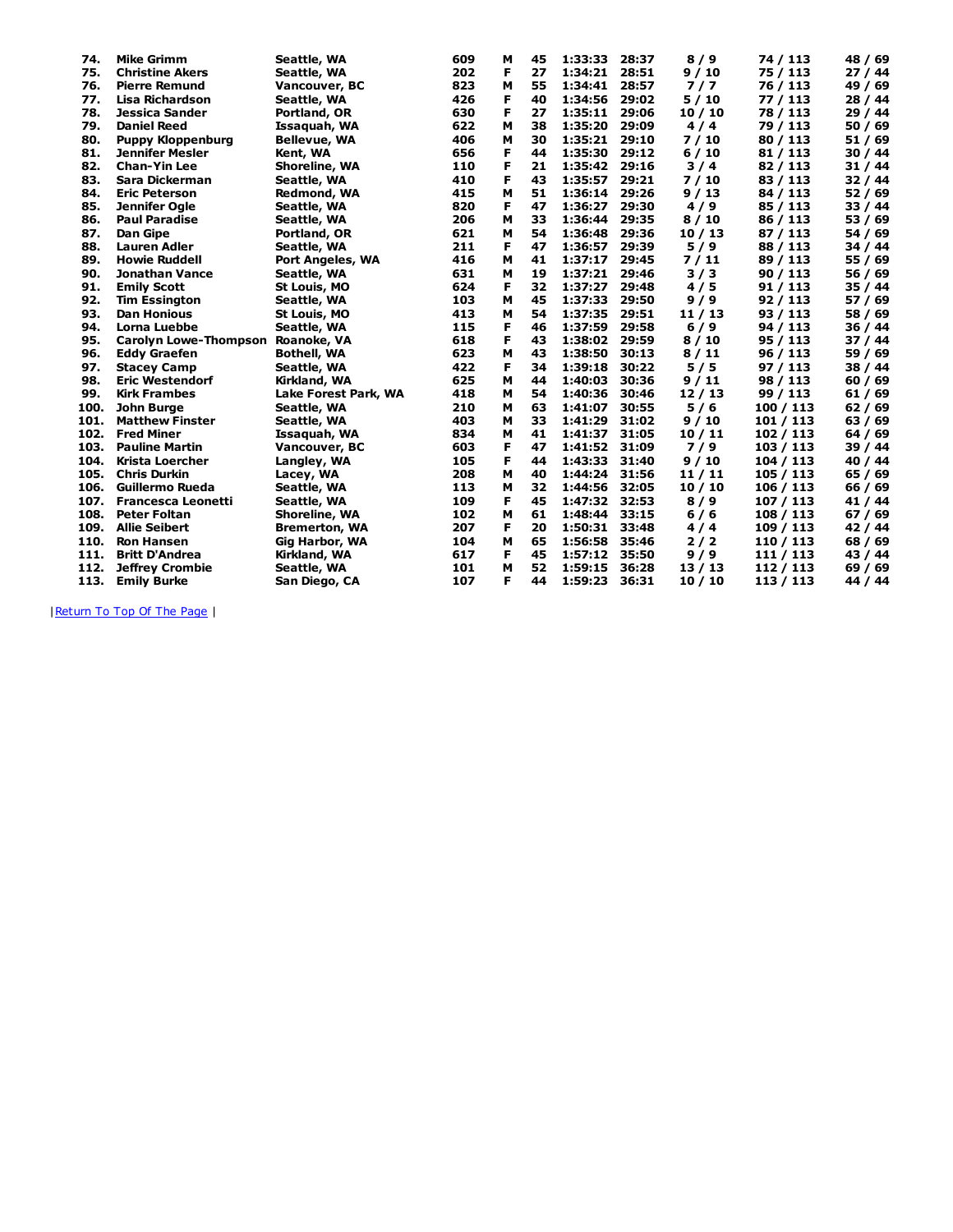| | | | | | | | | | | |
|---|---|---|---|---|---|---|---|---|---|---|
| 74. | Mike Grimm | Seattle, WA | 609 | M | 45 | 1:33:33 | 28:37 | 8 / 9 | 74 / 113 | 48 / 69 |
| 75. | Christine Akers | Seattle, WA | 202 | F | 27 | 1:34:21 | 28:51 | 9 / 10 | 75 / 113 | 27 / 44 |
| 76. | Pierre Remund | Vancouver, BC | 823 | M | 55 | 1:34:41 | 28:57 | 7 / 7 | 76 / 113 | 49 / 69 |
| 77. | Lisa Richardson | Seattle, WA | 426 | F | 40 | 1:34:56 | 29:02 | 5 / 10 | 77 / 113 | 28 / 44 |
| 78. | Jessica Sander | Portland, OR | 630 | F | 27 | 1:35:11 | 29:06 | 10 / 10 | 78 / 113 | 29 / 44 |
| 79. | Daniel Reed | Issaquah, WA | 622 | M | 38 | 1:35:20 | 29:09 | 4 / 4 | 79 / 113 | 50 / 69 |
| 80. | Puppy Kloppenburg | Bellevue, WA | 406 | M | 30 | 1:35:21 | 29:10 | 7 / 10 | 80 / 113 | 51 / 69 |
| 81. | Jennifer Mesler | Kent, WA | 656 | F | 44 | 1:35:30 | 29:12 | 6 / 10 | 81 / 113 | 30 / 44 |
| 82. | Chan-Yin Lee | Shoreline, WA | 110 | F | 21 | 1:35:42 | 29:16 | 3 / 4 | 82 / 113 | 31 / 44 |
| 83. | Sara Dickerman | Seattle, WA | 410 | F | 43 | 1:35:57 | 29:21 | 7 / 10 | 83 / 113 | 32 / 44 |
| 84. | Eric Peterson | Redmond, WA | 415 | M | 51 | 1:36:14 | 29:26 | 9 / 13 | 84 / 113 | 52 / 69 |
| 85. | Jennifer Ogle | Seattle, WA | 820 | F | 47 | 1:36:27 | 29:30 | 4 / 9 | 85 / 113 | 33 / 44 |
| 86. | Paul Paradise | Seattle, WA | 206 | M | 33 | 1:36:44 | 29:35 | 8 / 10 | 86 / 113 | 53 / 69 |
| 87. | Dan Gipe | Portland, OR | 621 | M | 54 | 1:36:48 | 29:36 | 10 / 13 | 87 / 113 | 54 / 69 |
| 88. | Lauren Adler | Seattle, WA | 211 | F | 47 | 1:36:57 | 29:39 | 5 / 9 | 88 / 113 | 34 / 44 |
| 89. | Howie Ruddell | Port Angeles, WA | 416 | M | 41 | 1:37:17 | 29:45 | 7 / 11 | 89 / 113 | 55 / 69 |
| 90. | Jonathan Vance | Seattle, WA | 631 | M | 19 | 1:37:21 | 29:46 | 3 / 3 | 90 / 113 | 56 / 69 |
| 91. | Emily Scott | St Louis, MO | 624 | F | 32 | 1:37:27 | 29:48 | 4 / 5 | 91 / 113 | 35 / 44 |
| 92. | Tim Essington | Seattle, WA | 103 | M | 45 | 1:37:33 | 29:50 | 9 / 9 | 92 / 113 | 57 / 69 |
| 93. | Dan Honious | St Louis, MO | 413 | M | 54 | 1:37:35 | 29:51 | 11 / 13 | 93 / 113 | 58 / 69 |
| 94. | Lorna Luebbe | Seattle, WA | 115 | F | 46 | 1:37:59 | 29:58 | 6 / 9 | 94 / 113 | 36 / 44 |
| 95. | Carolyn Lowe-Thompson | Roanoke, VA | 618 | F | 43 | 1:38:02 | 29:59 | 8 / 10 | 95 / 113 | 37 / 44 |
| 96. | Eddy Graefen | Bothell, WA | 623 | M | 43 | 1:38:50 | 30:13 | 8 / 11 | 96 / 113 | 59 / 69 |
| 97. | Stacey Camp | Seattle, WA | 422 | F | 34 | 1:39:18 | 30:22 | 5 / 5 | 97 / 113 | 38 / 44 |
| 98. | Eric Westendorf | Kirkland, WA | 625 | M | 44 | 1:40:03 | 30:36 | 9 / 11 | 98 / 113 | 60 / 69 |
| 99. | Kirk Frambes | Lake Forest Park, WA | 418 | M | 54 | 1:40:36 | 30:46 | 12 / 13 | 99 / 113 | 61 / 69 |
| 100. | John Burge | Seattle, WA | 210 | M | 63 | 1:41:07 | 30:55 | 5 / 6 | 100 / 113 | 62 / 69 |
| 101. | Matthew Finster | Seattle, WA | 403 | M | 33 | 1:41:29 | 31:02 | 9 / 10 | 101 / 113 | 63 / 69 |
| 102. | Fred Miner | Issaquah, WA | 834 | M | 41 | 1:41:37 | 31:05 | 10 / 11 | 102 / 113 | 64 / 69 |
| 103. | Pauline Martin | Vancouver, BC | 603 | F | 47 | 1:41:52 | 31:09 | 7 / 9 | 103 / 113 | 39 / 44 |
| 104. | Krista Loercher | Langley, WA | 105 | F | 44 | 1:43:33 | 31:40 | 9 / 10 | 104 / 113 | 40 / 44 |
| 105. | Chris Durkin | Lacey, WA | 208 | M | 40 | 1:44:24 | 31:56 | 11 / 11 | 105 / 113 | 65 / 69 |
| 106. | Guillermo Rueda | Seattle, WA | 113 | M | 32 | 1:44:56 | 32:05 | 10 / 10 | 106 / 113 | 66 / 69 |
| 107. | Francesca Leonetti | Seattle, WA | 109 | F | 45 | 1:47:32 | 32:53 | 8 / 9 | 107 / 113 | 41 / 44 |
| 108. | Peter Foltan | Shoreline, WA | 102 | M | 61 | 1:48:44 | 33:15 | 6 / 6 | 108 / 113 | 67 / 69 |
| 109. | Allie Seibert | Bremerton, WA | 207 | F | 20 | 1:50:31 | 33:48 | 4 / 4 | 109 / 113 | 42 / 44 |
| 110. | Ron Hansen | Gig Harbor, WA | 104 | M | 65 | 1:56:58 | 35:46 | 2 / 2 | 110 / 113 | 68 / 69 |
| 111. | Britt D'Andrea | Kirkland, WA | 617 | F | 45 | 1:57:12 | 35:50 | 9 / 9 | 111 / 113 | 43 / 44 |
| 112. | Jeffrey Crombie | Seattle, WA | 101 | M | 52 | 1:59:15 | 36:28 | 13 / 13 | 112 / 113 | 69 / 69 |
| 113. | Emily Burke | San Diego, CA | 107 | F | 44 | 1:59:23 | 36:31 | 10 / 10 | 113 / 113 | 44 / 44 |

| Return To Top Of The Page |